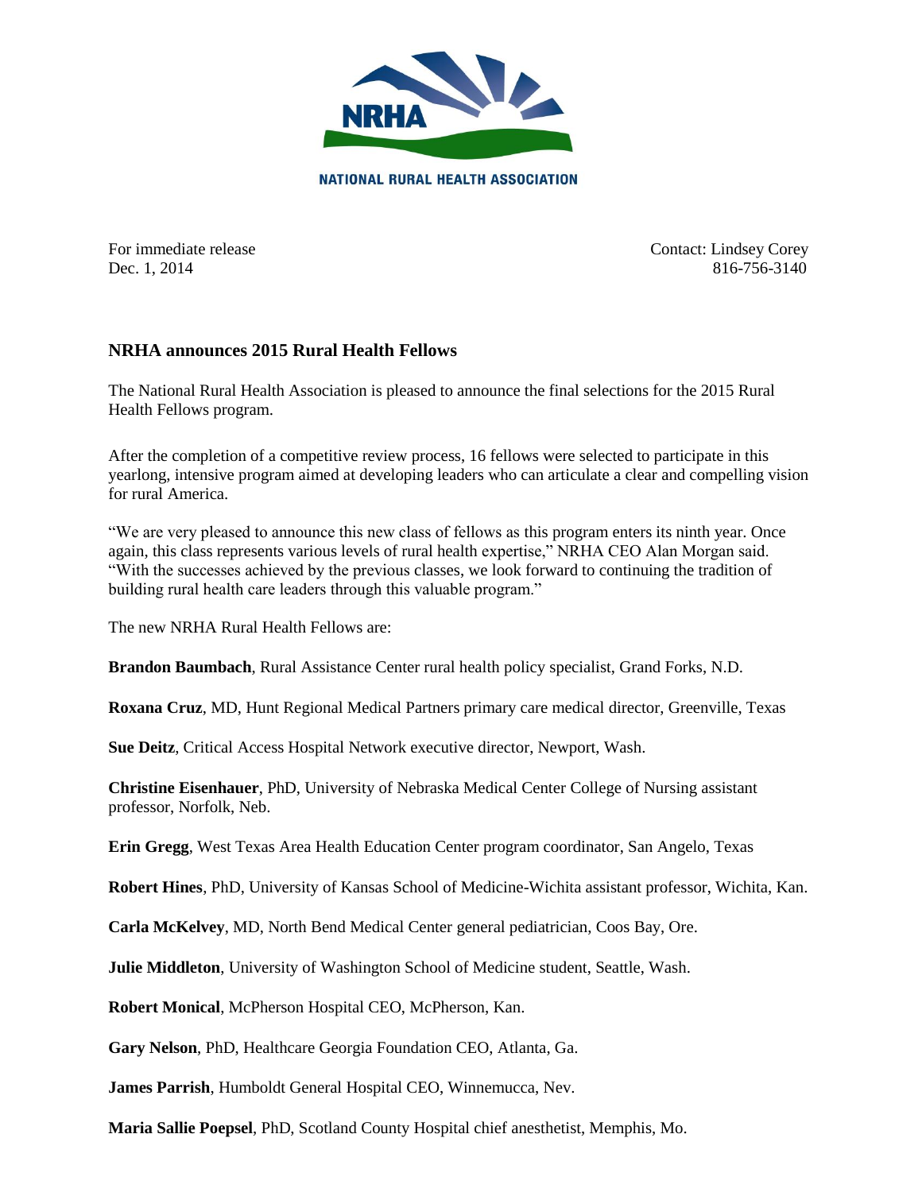NRHA

NATIONAL RURAL HEALTH ASSOCIATION

For immediate release
Dec. 1, 2014

Contact: Lindsey Corey
816-756-3140

**NRHA announces 2015 Rural Health Fellows**

The National Rural Health Association is pleased to announce the final selections for the 2015 Rural Health Fellows program.

After the completion of a competitive review process, 16 fellows were selected to participate in this yearlong, intensive program aimed at developing leaders who can articulate a clear and compelling vision for rural America.

"We are very pleased to announce this new class of fellows as this program enters its ninth year. Once again, this class represents various levels of rural health expertise," NRHA CEO Alan Morgan said. "With the successes achieved by the previous classes, we look forward to continuing the tradition of building rural health care leaders through this valuable program."

The new NRHA Rural Health Fellows are:

**Brandon Baumbach**, Rural Assistance Center rural health policy specialist, Grand Forks, N.D.

**Roxana Cruz**, MD, Hunt Regional Medical Partners primary care medical director, Greenville, Texas

**Sue Deitz**, Critical Access Hospital Network executive director, Newport, Wash.

**Christine Eisenhauer**, PhD, University of Nebraska Medical Center College of Nursing assistant professor, Norfolk, Neb.

**Erin Gregg**, West Texas Area Health Education Center program coordinator, San Angelo, Texas

**Robert Hines**, PhD, University of Kansas School of Medicine-Wichita assistant professor, Wichita, Kan.

**Carla McKelvey**, MD, North Bend Medical Center general pediatrician, Coos Bay, Ore.

**Julie Middleton**, University of Washington School of Medicine student, Seattle, Wash.

**Robert Monical**, McPherson Hospital CEO, McPherson, Kan.

**Gary Nelson**, PhD, Healthcare Georgia Foundation CEO, Atlanta, Ga.

**James Parrish**, Humboldt General Hospital CEO, Winnemucca, Nev.

**Maria Sallie Poepsel**, PhD, Scotland County Hospital chief anesthetist, Memphis, Mo.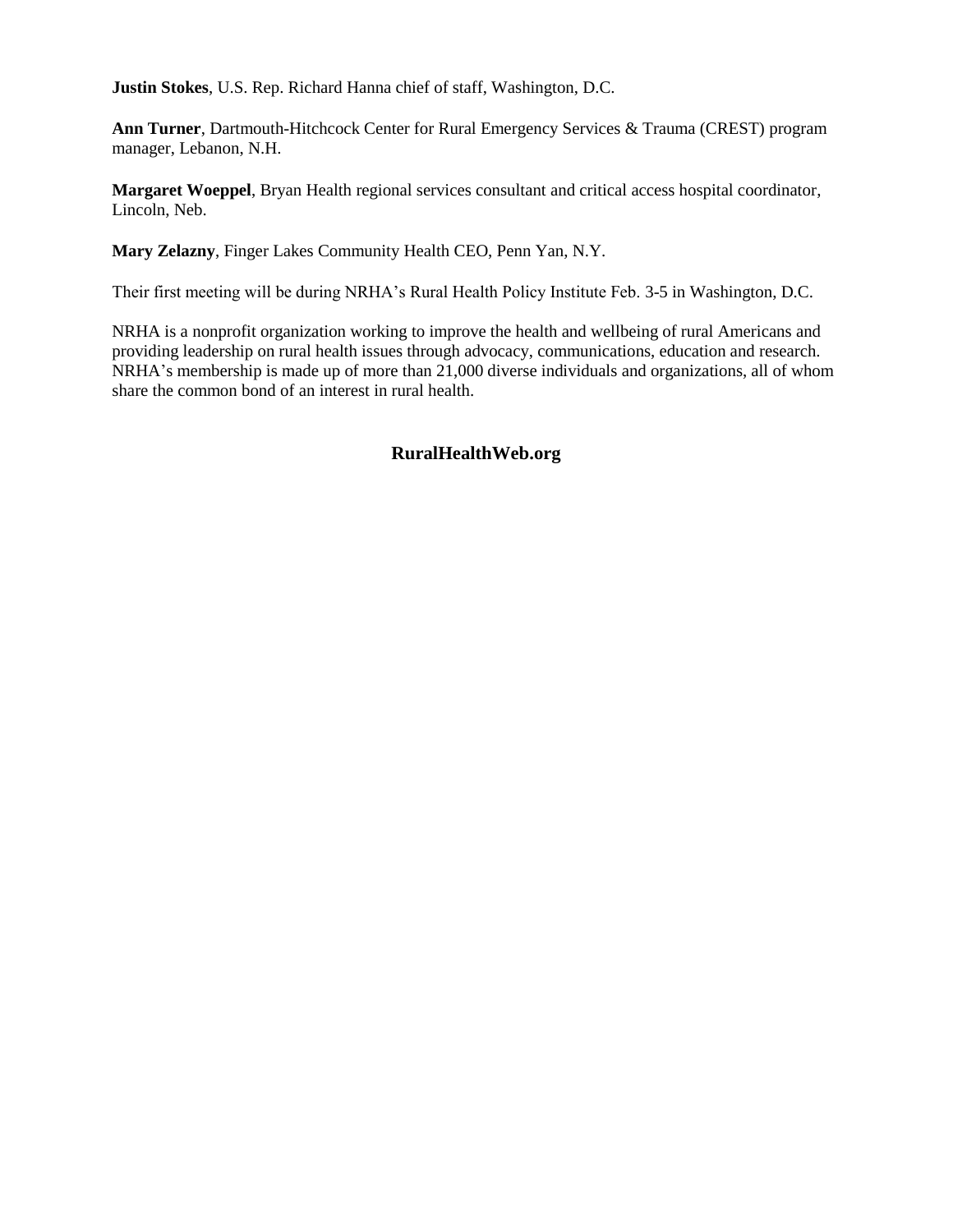**Justin Stokes**, U.S. Rep. Richard Hanna chief of staff, Washington, D.C.

**Ann Turner**, Dartmouth-Hitchcock Center for Rural Emergency Services & Trauma (CREST) program manager, Lebanon, N.H.

**Margaret Woeppel**, Bryan Health regional services consultant and critical access hospital coordinator, Lincoln, Neb.

**Mary Zelazny**, Finger Lakes Community Health CEO, Penn Yan, N.Y.

Their first meeting will be during NRHA's Rural Health Policy Institute Feb. 3-5 in Washington, D.C.

NRHA is a nonprofit organization working to improve the health and wellbeing of rural Americans and providing leadership on rural health issues through advocacy, communications, education and research. NRHA's membership is made up of more than 21,000 diverse individuals and organizations, all of whom share the common bond of an interest in rural health.

**RuralHealthWeb.org**